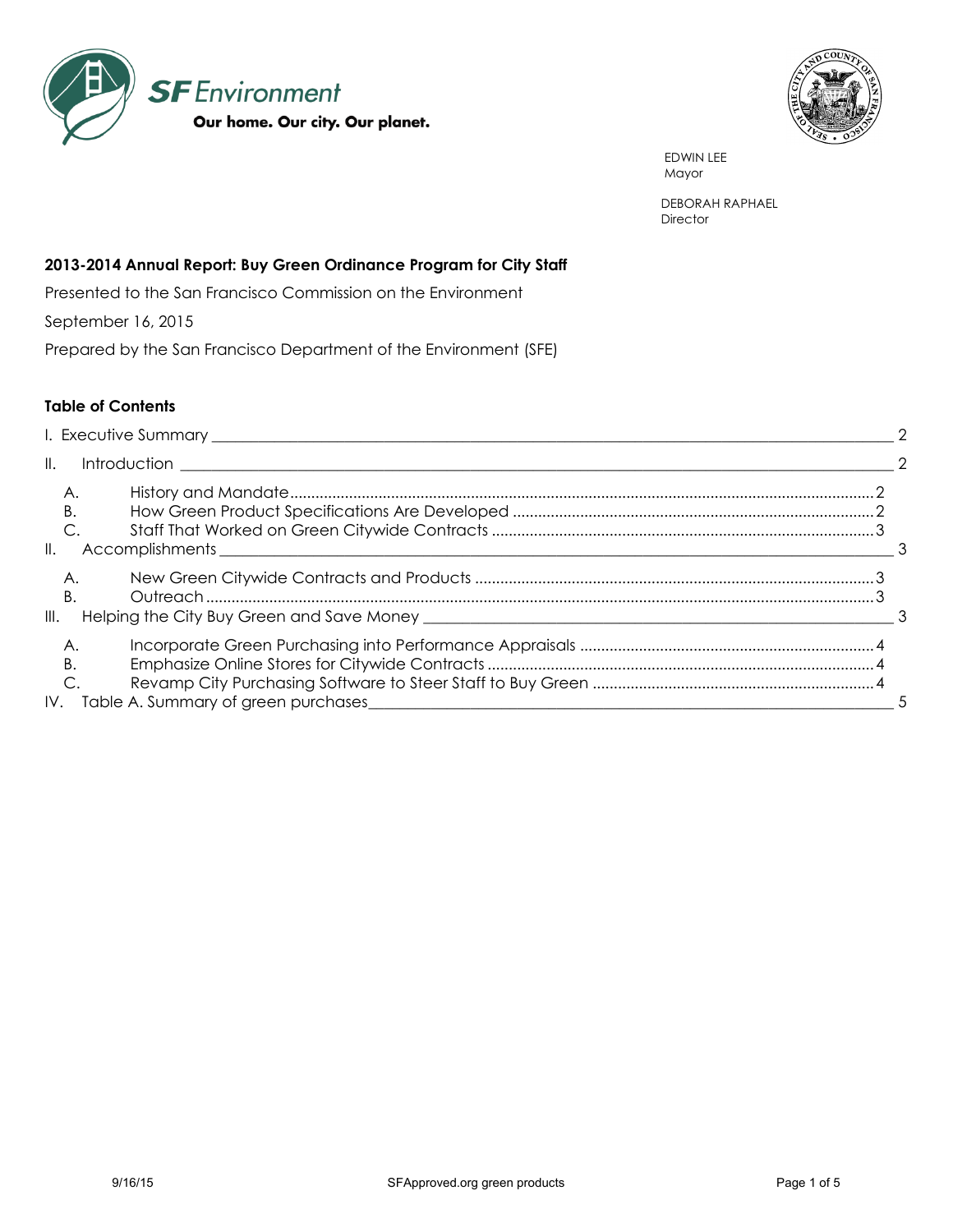SF Environment

Our home. Our city. Our planet.

EDWIN LEE
Mayor

DEBORAH RAPHAEL
Director

**2013-2014 Annual Report: Buy Green Ordinance Program for City Staff**

Presented to the San Francisco Commission on the Environment

September 16, 2015

Prepared by the San Francisco Department of the Environment (SFE)

**Table of Contents**

I. Executive Summary ____ 2

II. Introduction ____ 2

- A. History and Mandate ....2
- B. How Green Product Specifications Are Developed ....2
- C. Staff That Worked on Green Citywide Contracts ....3

II. Accomplishments ____ 3

- A. New Green Citywide Contracts and Products ....3
- B. Outreach ....3

III. Helping the City Buy Green and Save Money ____ 3

- A. Incorporate Green Purchasing into Performance Appraisals ....4
- B. Emphasize Online Stores for Citywide Contracts ....4
- C. Revamp City Purchasing Software to Steer Staff to Buy Green ....4

IV. Table A. Summary of green purchases ____ 5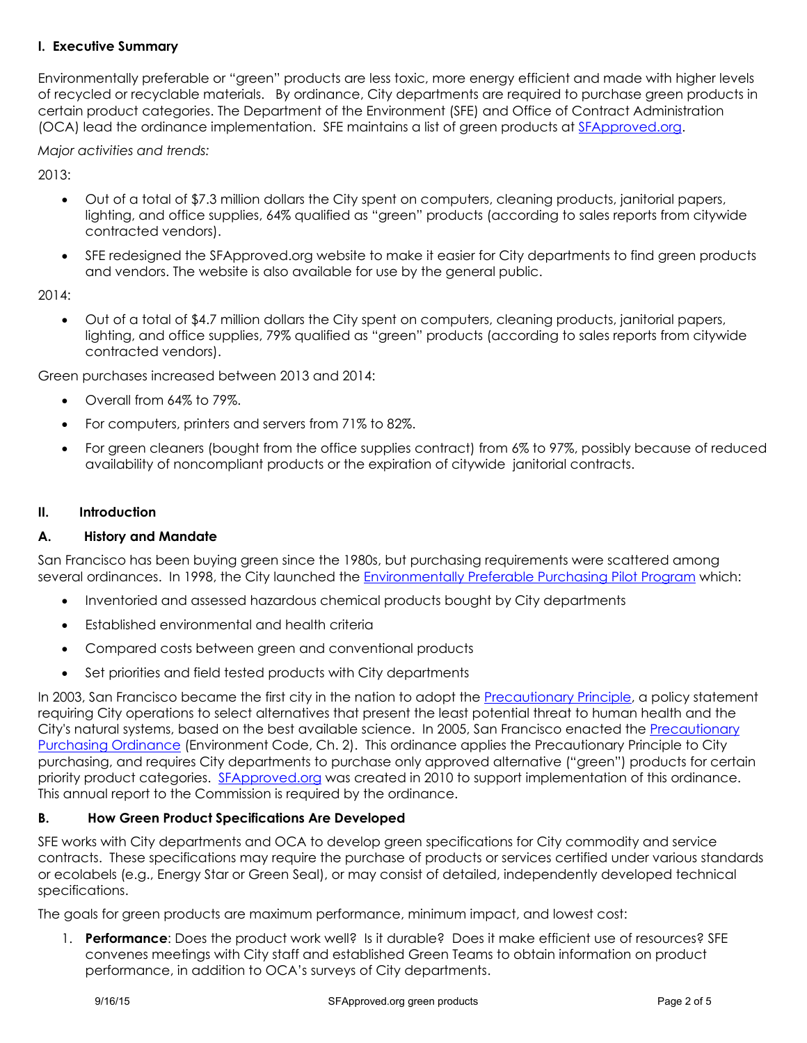## I. Executive Summary

Environmentally preferable or "green" products are less toxic, more energy efficient and made with higher levels of recycled or recyclable materials. By ordinance, City departments are required to purchase green products in certain product categories. The Department of the Environment (SFE) and Office of Contract Administration (OCA) lead the ordinance implementation. SFE maintains a list of green products at [SFApproved.org](SFApproved.org).

*Major activities and trends:*

2013:

- Out of a total of $7.3 million dollars the City spent on computers, cleaning products, janitorial papers, lighting, and office supplies, 64% qualified as "green" products (according to sales reports from citywide contracted vendors).
- SFE redesigned the SFApproved.org website to make it easier for City departments to find green products and vendors. The website is also available for use by the general public.

2014:

- Out of a total of $4.7 million dollars the City spent on computers, cleaning products, janitorial papers, lighting, and office supplies, 79% qualified as "green" products (according to sales reports from citywide contracted vendors).

Green purchases increased between 2013 and 2014:

- Overall from 64% to 79%.
- For computers, printers and servers from 71% to 82%.
- For green cleaners (bought from the office supplies contract) from 6% to 97%, possibly because of reduced availability of noncompliant products or the expiration of citywide janitorial contracts.

## II. Introduction

### A. History and Mandate

San Francisco has been buying green since the 1980s, but purchasing requirements were scattered among several ordinances. In 1998, the City launched the Environmentally Preferable Purchasing Pilot Program which:

- Inventoried and assessed hazardous chemical products bought by City departments
- Established environmental and health criteria
- Compared costs between green and conventional products
- Set priorities and field tested products with City departments

In 2003, San Francisco became the first city in the nation to adopt the Precautionary Principle, a policy statement requiring City operations to select alternatives that present the least potential threat to human health and the City's natural systems, based on the best available science. In 2005, San Francisco enacted the Precautionary Purchasing Ordinance (Environment Code, Ch. 2). This ordinance applies the Precautionary Principle to City purchasing, and requires City departments to purchase only approved alternative ("green") products for certain priority product categories. SFApproved.org was created in 2010 to support implementation of this ordinance. This annual report to the Commission is required by the ordinance.

### B. How Green Product Specifications Are Developed

SFE works with City departments and OCA to develop green specifications for City commodity and service contracts. These specifications may require the purchase of products or services certified under various standards or ecolabels (e.g., Energy Star or Green Seal), or may consist of detailed, independently developed technical specifications.

The goals for green products are maximum performance, minimum impact, and lowest cost:

1. **Performance**: Does the product work well? Is it durable? Does it make efficient use of resources? SFE convenes meetings with City staff and established Green Teams to obtain information on product performance, in addition to OCA's surveys of City departments.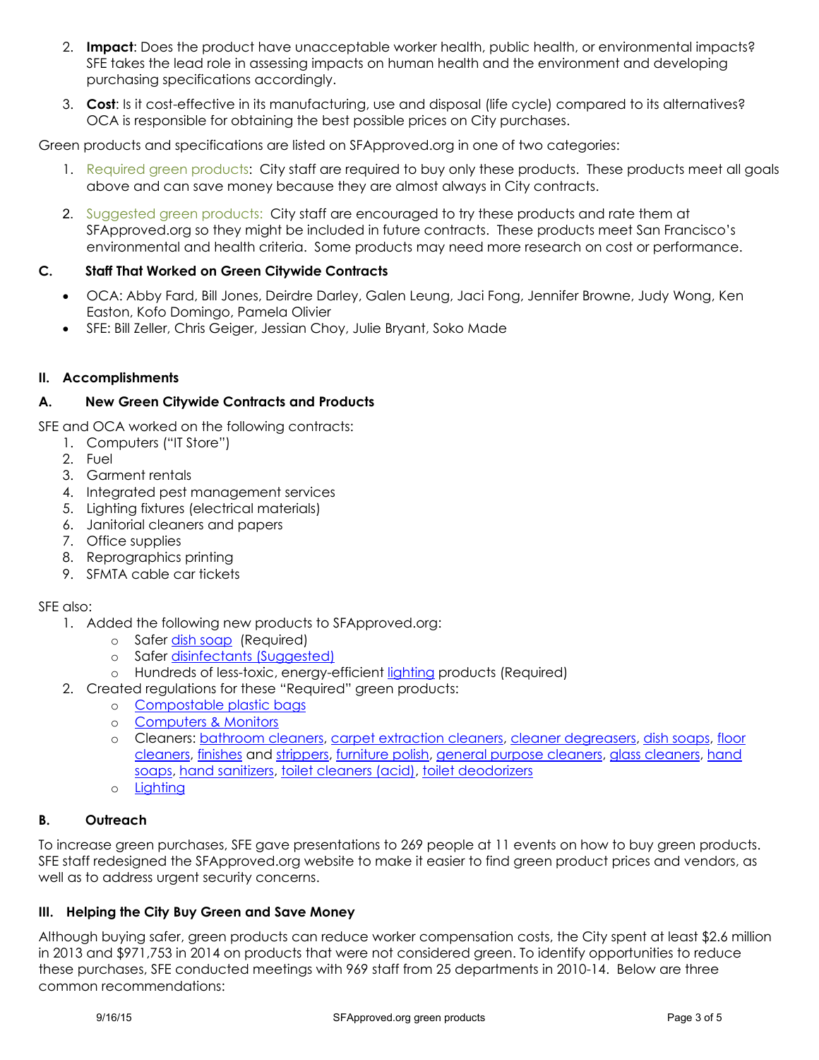2. **Impact**: Does the product have unacceptable worker health, public health, or environmental impacts? SFE takes the lead role in assessing impacts on human health and the environment and developing purchasing specifications accordingly.

3. **Cost**: Is it cost-effective in its manufacturing, use and disposal (life cycle) compared to its alternatives? OCA is responsible for obtaining the best possible prices on City purchases.

Green products and specifications are listed on SFApproved.org in one of two categories:

1. Required green products: City staff are required to buy only these products. These products meet all goals above and can save money because they are almost always in City contracts.

2. Suggested green products: City staff are encouraged to try these products and rate them at SFApproved.org so they might be included in future contracts. These products meet San Francisco's environmental and health criteria. Some products may need more research on cost or performance.

### C. Staff That Worked on Green Citywide Contracts

- OCA: Abby Fard, Bill Jones, Deirdre Darley, Galen Leung, Jaci Fong, Jennifer Browne, Judy Wong, Ken Easton, Kofo Domingo, Pamela Olivier
- SFE: Bill Zeller, Chris Geiger, Jessian Choy, Julie Bryant, Soko Made

## II. Accomplishments

### A. New Green Citywide Contracts and Products

SFE and OCA worked on the following contracts:

1. Computers ("IT Store")
2. Fuel
3. Garment rentals
4. Integrated pest management services
5. Lighting fixtures (electrical materials)
6. Janitorial cleaners and papers
7. Office supplies
8. Reprographics printing
9. SFMTA cable car tickets

SFE also:

1. Added the following new products to SFApproved.org:
   - Safer dish soap (Required)
   - Safer disinfectants (Suggested)
   - Hundreds of less-toxic, energy-efficient lighting products (Required)
2. Created regulations for these "Required" green products:
   - Compostable plastic bags
   - Computers & Monitors
   - Cleaners: bathroom cleaners, carpet extraction cleaners, cleaner degreasers, dish soaps, floor cleaners, finishes and strippers, furniture polish, general purpose cleaners, glass cleaners, hand soaps, hand sanitizers, toilet cleaners (acid), toilet deodorizers
   - Lighting

### B. Outreach

To increase green purchases, SFE gave presentations to 269 people at 11 events on how to buy green products. SFE staff redesigned the SFApproved.org website to make it easier to find green product prices and vendors, as well as to address urgent security concerns.

## III. Helping the City Buy Green and Save Money

Although buying safer, green products can reduce worker compensation costs, the City spent at least $2.6 million in 2013 and $971,753 in 2014 on products that were not considered green. To identify opportunities to reduce these purchases, SFE conducted meetings with 969 staff from 25 departments in 2010-14. Below are three common recommendations: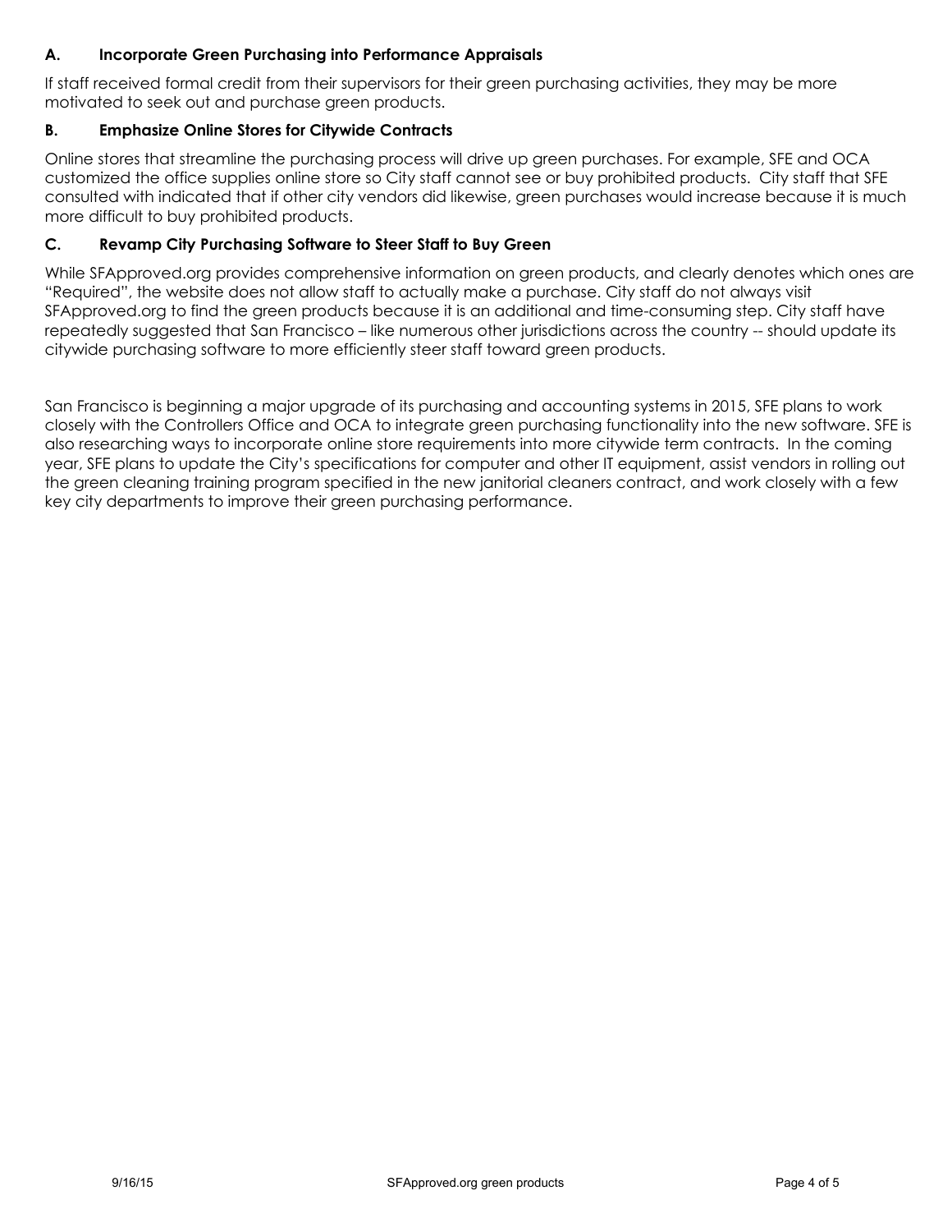### A. Incorporate Green Purchasing into Performance Appraisals

If staff received formal credit from their supervisors for their green purchasing activities, they may be more motivated to seek out and purchase green products.

### B. Emphasize Online Stores for Citywide Contracts

Online stores that streamline the purchasing process will drive up green purchases. For example, SFE and OCA customized the office supplies online store so City staff cannot see or buy prohibited products. City staff that SFE consulted with indicated that if other city vendors did likewise, green purchases would increase because it is much more difficult to buy prohibited products.

### C. Revamp City Purchasing Software to Steer Staff to Buy Green

While SFApproved.org provides comprehensive information on green products, and clearly denotes which ones are "Required", the website does not allow staff to actually make a purchase. City staff do not always visit SFApproved.org to find the green products because it is an additional and time-consuming step. City staff have repeatedly suggested that San Francisco – like numerous other jurisdictions across the country -- should update its citywide purchasing software to more efficiently steer staff toward green products.

San Francisco is beginning a major upgrade of its purchasing and accounting systems in 2015, SFE plans to work closely with the Controllers Office and OCA to integrate green purchasing functionality into the new software. SFE is also researching ways to incorporate online store requirements into more citywide term contracts. In the coming year, SFE plans to update the City's specifications for computer and other IT equipment, assist vendors in rolling out the green cleaning training program specified in the new janitorial cleaners contract, and work closely with a few key city departments to improve their green purchasing performance.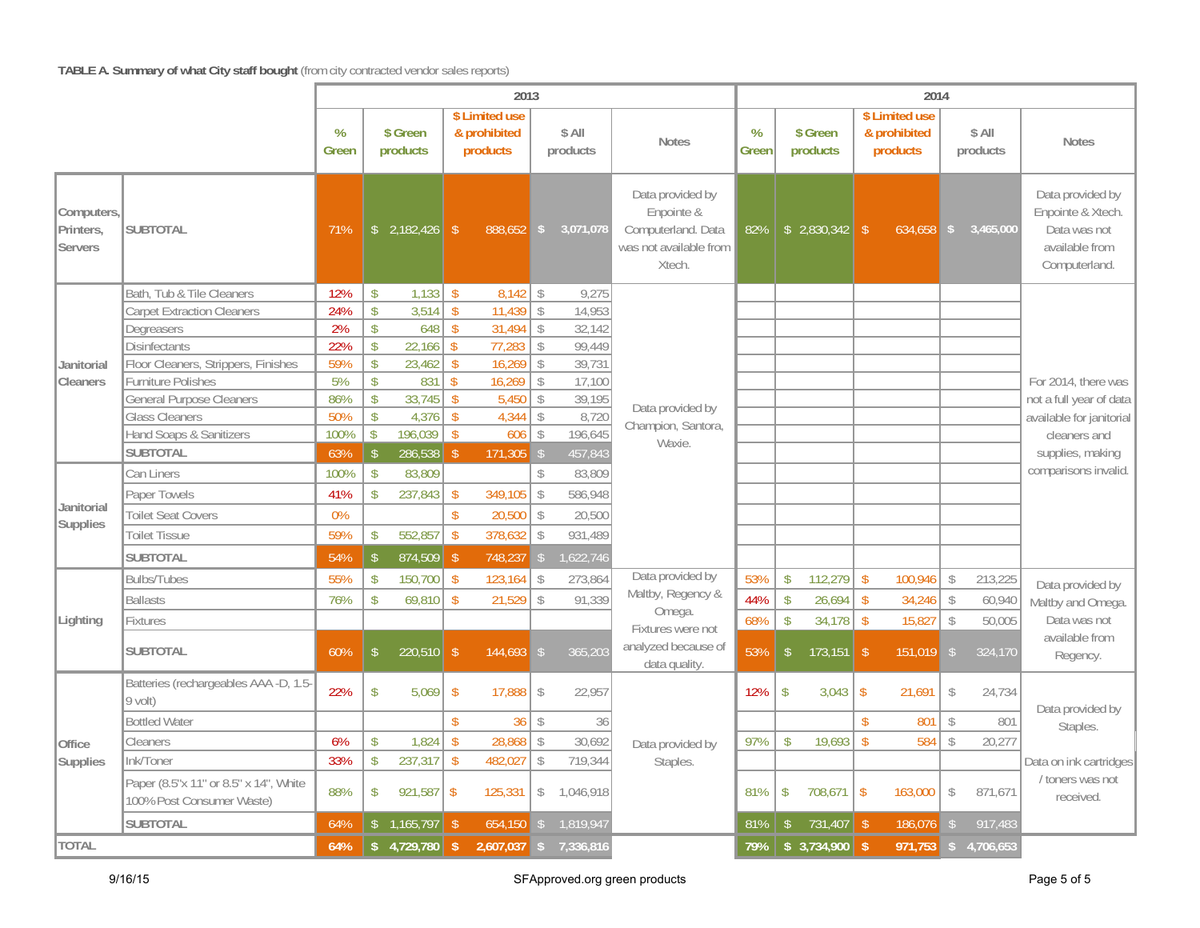**TABLE A. Summary of what City staff bought** (from city contracted vendor sales reports)

| | | 2013 | | | | | 2014 | | | | |
|---|---|---|---|---|---|---|---|---|---|---|---|
| | | % Green | $ Green products | $ Limited use & prohibited products | $ All products | Notes | % Green | $ Green products | $ Limited use & prohibited products | $ All products | Notes |
| Computers, Printers, Servers | SUBTOTAL | 71% | $ 2,182,426 | $ 888,652 | $ 3,071,078 | Data provided by Enpointe & Computerland. Data was not available from Xtech. | 82% | $ 2,830,342 | $ 634,658 | $ 3,465,000 | Data provided by Enpointe & Xtech. Data was not available from Computerland. |
| Janitorial Cleaners | Bath, Tub & Tile Cleaners | 12% | $ 1,133 | $ 8,142 | $ 9,275 | Data provided by Champion, Santora, Waxie. | | | | | For 2014, there was not a full year of data available for janitorial cleaners and supplies, making comparisons invalid. |
| | Carpet Extraction Cleaners | 24% | $ 3,514 | $ 11,439 | $ 14,953 | | | | | | |
| | Degreasers | 2% | $ 648 | $ 31,494 | $ 32,142 | | | | | | |
| | Disinfectants | 22% | $ 22,166 | $ 77,283 | $ 99,449 | | | | | | |
| | Floor Cleaners, Strippers, Finishes | 59% | $ 23,462 | $ 16,269 | $ 39,731 | | | | | | |
| | Furniture Polishes | 5% | $ 831 | $ 16,269 | $ 17,100 | | | | | | |
| | General Purpose Cleaners | 86% | $ 33,745 | $ 5,450 | $ 39,195 | | | | | | |
| | Glass Cleaners | 50% | $ 4,376 | $ 4,344 | $ 8,720 | | | | | | |
| | Hand Soaps & Sanitizers | 100% | $ 196,039 | $ 606 | $ 196,645 | | | | | | |
| | SUBTOTAL | 63% | $ 286,538 | $ 171,305 | $ 457,843 | | | | | | |
| Janitorial Supplies | Can Liners | 100% | $ 83,809 | | $ 83,809 | | | | | | |
| | Paper Towels | 41% | $ 237,843 | $ 349,105 | $ 586,948 | | | | | | |
| | Toilet Seat Covers | 0% | | $ 20,500 | $ 20,500 | | | | | | |
| | Toilet Tissue | 59% | $ 552,857 | $ 378,632 | $ 931,489 | | | | | | |
| | SUBTOTAL | 54% | $ 874,509 | $ 748,237 | $ 1,622,746 | | | | | | |
| Lighting | Bulbs/Tubes | 55% | $ 150,700 | $ 123,164 | $ 273,864 | Data provided by Maltby, Regency & Omega. Fixtures were not analyzed because of data quality. | 53% | $ 112,279 | $ 100,946 | $ 213,225 | Data provided by Maltby and Omega. Data was not available from Regency. |
| | Ballasts | 76% | $ 69,810 | $ 21,529 | $ 91,339 | | 44% | $ 26,694 | $ 34,246 | $ 60,940 | |
| | Fixtures | | | | | | 68% | $ 34,178 | $ 15,827 | $ 50,005 | |
| | SUBTOTAL | 60% | $ 220,510 | $ 144,693 | $ 365,203 | | 53% | $ 173,151 | $ 151,019 | $ 324,170 | |
| Office Supplies | Batteries (rechargeables AAA -D, 1.5-9 volt) | 22% | $ 5,069 | $ 17,888 | $ 22,957 | Data provided by Staples. | 12% | $ 3,043 | $ 21,691 | $ 24,734 | Data provided by Staples. Data on ink cartridges / toners was not received. |
| | Bottled Water | | | $ 36 | $ 36 | | | | $ 801 | $ 801 | |
| | Cleaners | 6% | $ 1,824 | $ 28,868 | $ 30,692 | | 97% | $ 19,693 | $ 584 | $ 20,277 | |
| | Ink/Toner | 33% | $ 237,317 | $ 482,027 | $ 719,344 | | | | | | |
| | Paper (8.5"x 11" or 8.5" x 14", White 100% Post Consumer Waste) | 88% | $ 921,587 | $ 125,331 | $ 1,046,918 | | 81% | $ 708,671 | $ 163,000 | $ 871,671 | |
| | SUBTOTAL | 64% | $ 1,165,797 | $ 654,150 | $ 1,819,947 | | 81% | $ 731,407 | $ 186,076 | $ 917,483 | |
| TOTAL | | 64% | $ 4,729,780 | $ 2,607,037 | $ 7,336,816 | | 79% | $ 3,734,900 | $ 971,753 | $ 4,706,653 | |

9/16/15 SFApproved.org green products